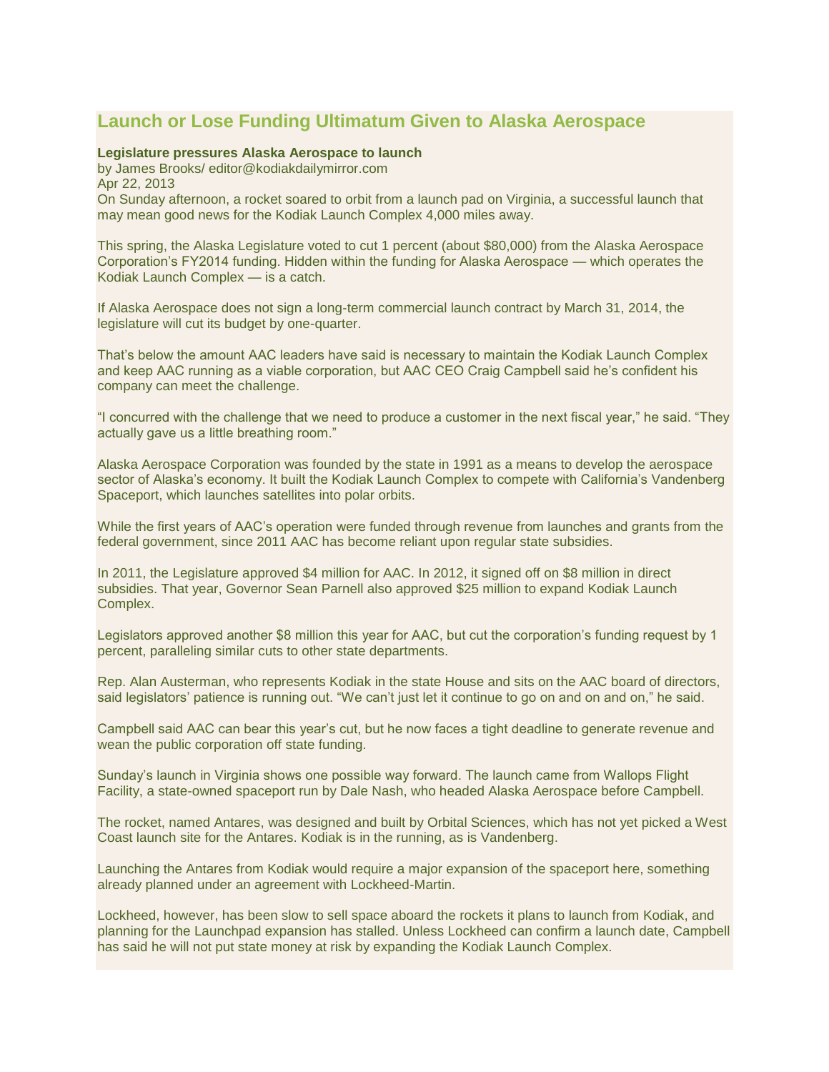# Launch or Lose Funding Ultimatum Given to Alaska Aerospace

**Legislature pressures Alaska Aerospace to launch**
by James Brooks/ editor@kodiakdailymirror.com
Apr 22, 2013

On Sunday afternoon, a rocket soared to orbit from a launch pad on Virginia, a successful launch that may mean good news for the Kodiak Launch Complex 4,000 miles away.

This spring, the Alaska Legislature voted to cut 1 percent (about $80,000) from the Alaska Aerospace Corporation's FY2014 funding. Hidden within the funding for Alaska Aerospace — which operates the Kodiak Launch Complex — is a catch.

If Alaska Aerospace does not sign a long-term commercial launch contract by March 31, 2014, the legislature will cut its budget by one-quarter.

That's below the amount AAC leaders have said is necessary to maintain the Kodiak Launch Complex and keep AAC running as a viable corporation, but AAC CEO Craig Campbell said he's confident his company can meet the challenge.

"I concurred with the challenge that we need to produce a customer in the next fiscal year," he said. "They actually gave us a little breathing room."

Alaska Aerospace Corporation was founded by the state in 1991 as a means to develop the aerospace sector of Alaska's economy. It built the Kodiak Launch Complex to compete with California's Vandenberg Spaceport, which launches satellites into polar orbits.

While the first years of AAC's operation were funded through revenue from launches and grants from the federal government, since 2011 AAC has become reliant upon regular state subsidies.

In 2011, the Legislature approved $4 million for AAC. In 2012, it signed off on $8 million in direct subsidies. That year, Governor Sean Parnell also approved $25 million to expand Kodiak Launch Complex.

Legislators approved another $8 million this year for AAC, but cut the corporation's funding request by 1 percent, paralleling similar cuts to other state departments.

Rep. Alan Austerman, who represents Kodiak in the state House and sits on the AAC board of directors, said legislators' patience is running out. "We can't just let it continue to go on and on and on," he said.

Campbell said AAC can bear this year's cut, but he now faces a tight deadline to generate revenue and wean the public corporation off state funding.

Sunday's launch in Virginia shows one possible way forward. The launch came from Wallops Flight Facility, a state-owned spaceport run by Dale Nash, who headed Alaska Aerospace before Campbell.

The rocket, named Antares, was designed and built by Orbital Sciences, which has not yet picked a West Coast launch site for the Antares. Kodiak is in the running, as is Vandenberg.

Launching the Antares from Kodiak would require a major expansion of the spaceport here, something already planned under an agreement with Lockheed-Martin.

Lockheed, however, has been slow to sell space aboard the rockets it plans to launch from Kodiak, and planning for the Launchpad expansion has stalled. Unless Lockheed can confirm a launch date, Campbell has said he will not put state money at risk by expanding the Kodiak Launch Complex.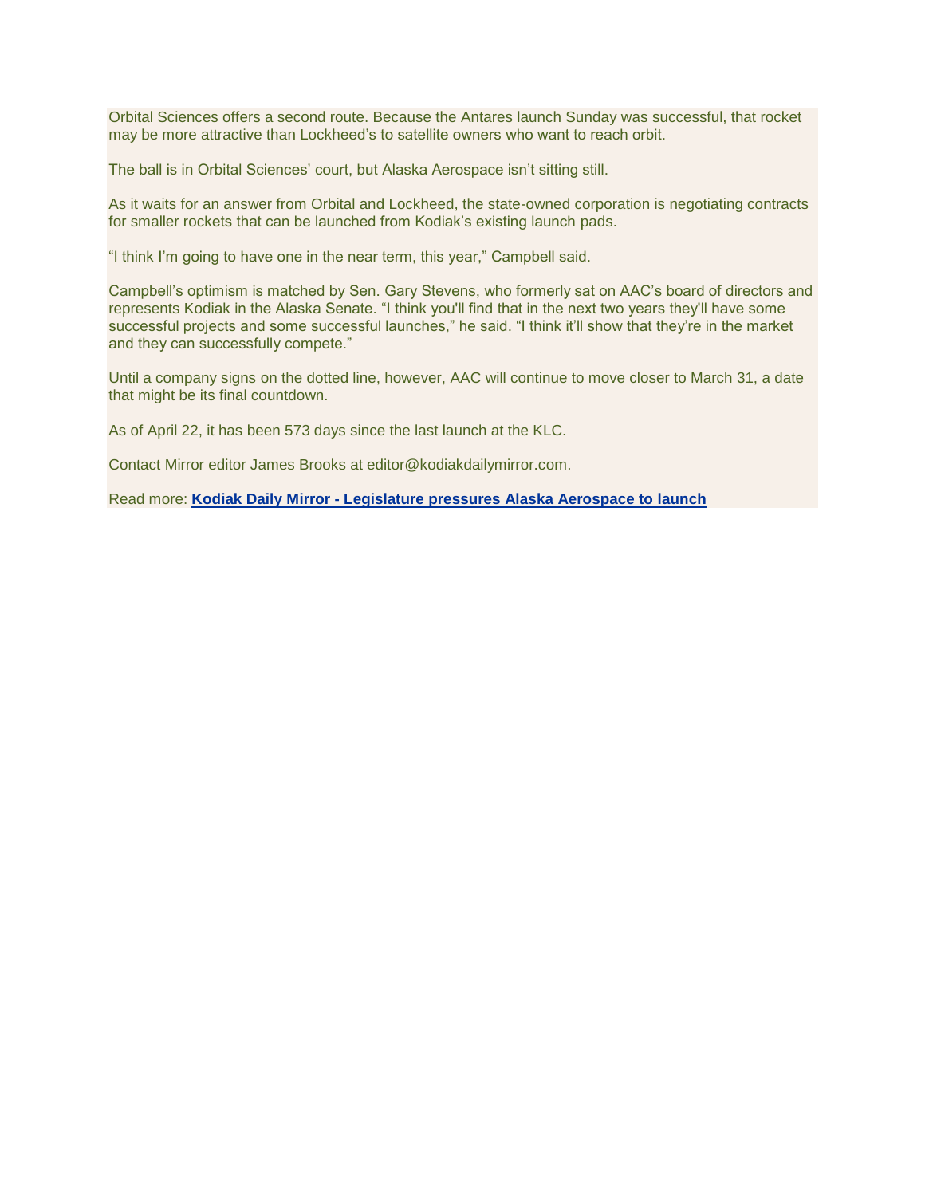Orbital Sciences offers a second route. Because the Antares launch Sunday was successful, that rocket may be more attractive than Lockheed's to satellite owners who want to reach orbit.

The ball is in Orbital Sciences' court, but Alaska Aerospace isn't sitting still.

As it waits for an answer from Orbital and Lockheed, the state-owned corporation is negotiating contracts for smaller rockets that can be launched from Kodiak's existing launch pads.

"I think I'm going to have one in the near term, this year," Campbell said.

Campbell's optimism is matched by Sen. Gary Stevens, who formerly sat on AAC's board of directors and represents Kodiak in the Alaska Senate. "I think you'll find that in the next two years they'll have some successful projects and some successful launches," he said. "I think it'll show that they're in the market and they can successfully compete."

Until a company signs on the dotted line, however, AAC will continue to move closer to March 31, a date that might be its final countdown.

As of April 22, it has been 573 days since the last launch at the KLC.

Contact Mirror editor James Brooks at editor@kodiakdailymirror.com.

Read more: **Kodiak Daily Mirror - Legislature pressures Alaska Aerospace to launch**